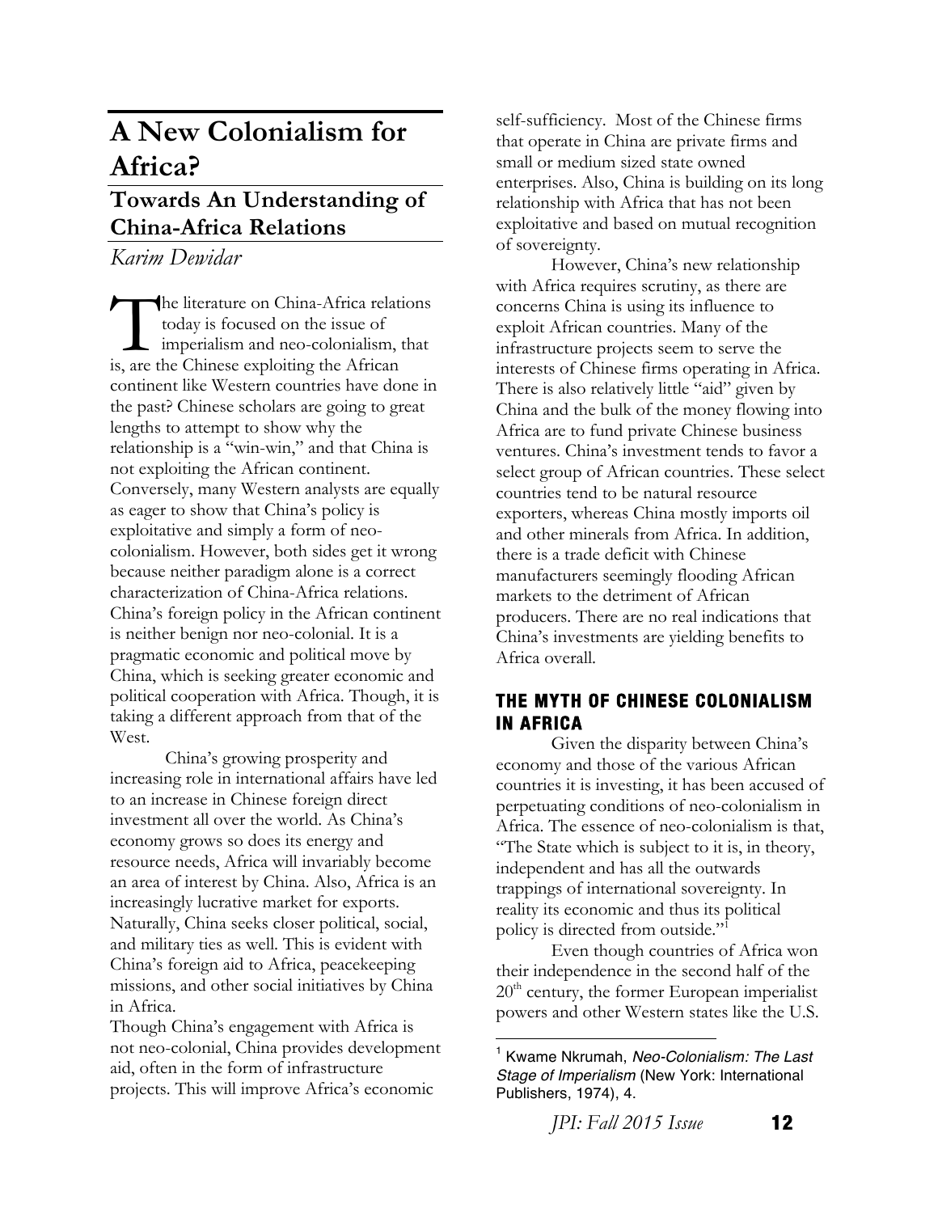# A New Colonialism for Africa?

## Towards An Understanding of China-Africa Relations

*Karim Dewidar*

The literature on China-Africa relations today is focused on the issue of imperialism and neo-colonialism, that is, are the Chinese exploiting the African continent like Western countries have done in the past? Chinese scholars are going to great lengths to attempt to show why the relationship is a "win-win," and that China is not exploiting the African continent. Conversely, many Western analysts are equally as eager to show that China's policy is exploitative and simply a form of neo-colonialism. However, both sides get it wrong because neither paradigm alone is a correct characterization of China-Africa relations. China's foreign policy in the African continent is neither benign nor neo-colonial. It is a pragmatic economic and political move by China, which is seeking greater economic and political cooperation with Africa. Though, it is taking a different approach from that of the West.

China's growing prosperity and increasing role in international affairs have led to an increase in Chinese foreign direct investment all over the world. As China's economy grows so does its energy and resource needs, Africa will invariably become an area of interest by China. Also, Africa is an increasingly lucrative market for exports. Naturally, China seeks closer political, social, and military ties as well. This is evident with China's foreign aid to Africa, peacekeeping missions, and other social initiatives by China in Africa.

Though China's engagement with Africa is not neo-colonial, China provides development aid, often in the form of infrastructure projects. This will improve Africa's economic self-sufficiency. Most of the Chinese firms that operate in China are private firms and small or medium sized state owned enterprises. Also, China is building on its long relationship with Africa that has not been exploitative and based on mutual recognition of sovereignty.

However, China's new relationship with Africa requires scrutiny, as there are concerns China is using its influence to exploit African countries. Many of the infrastructure projects seem to serve the interests of Chinese firms operating in Africa. There is also relatively little "aid" given by China and the bulk of the money flowing into Africa are to fund private Chinese business ventures. China's investment tends to favor a select group of African countries. These select countries tend to be natural resource exporters, whereas China mostly imports oil and other minerals from Africa. In addition, there is a trade deficit with Chinese manufacturers seemingly flooding African markets to the detriment of African producers. There are no real indications that China's investments are yielding benefits to Africa overall.

### THE MYTH OF CHINESE COLONIALISM IN AFRICA

Given the disparity between China's economy and those of the various African countries it is investing, it has been accused of perpetuating conditions of neo-colonialism in Africa. The essence of neo-colonialism is that, "The State which is subject to it is, in theory, independent and has all the outwards trappings of international sovereignty. In reality its economic and thus its political policy is directed from outside."[1]

Even though countries of Africa won their independence in the second half of the 20th century, the former European imperialist powers and other Western states like the U.S.

[1] Kwame Nkrumah, *Neo-Colonialism: The Last Stage of Imperialism* (New York: International Publishers, 1974), 4.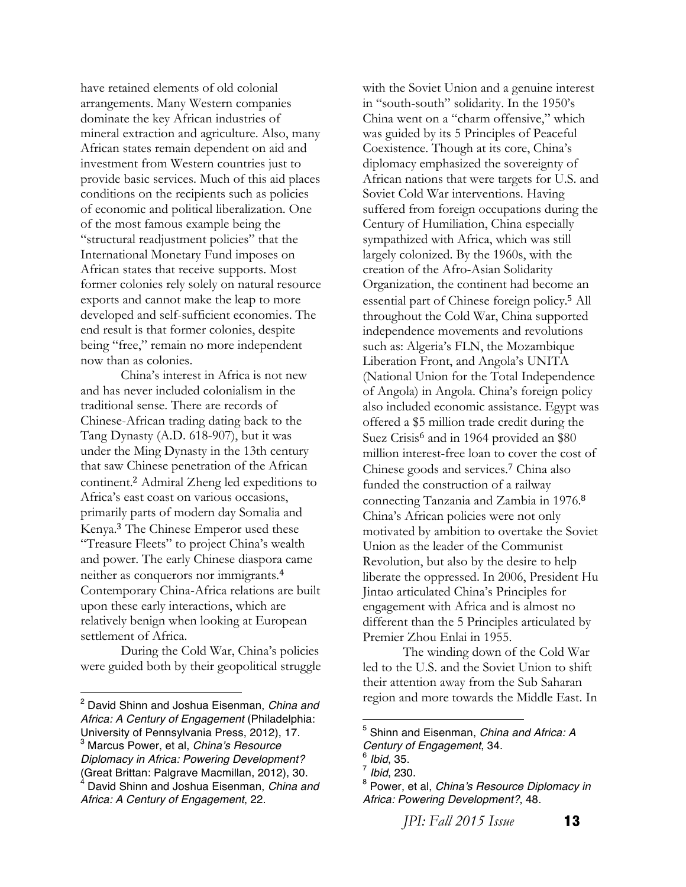have retained elements of old colonial arrangements. Many Western companies dominate the key African industries of mineral extraction and agriculture. Also, many African states remain dependent on aid and investment from Western countries just to provide basic services. Much of this aid places conditions on the recipients such as policies of economic and political liberalization. One of the most famous example being the "structural readjustment policies" that the International Monetary Fund imposes on African states that receive supports. Most former colonies rely solely on natural resource exports and cannot make the leap to more developed and self-sufficient economies. The end result is that former colonies, despite being "free," remain no more independent now than as colonies.

China's interest in Africa is not new and has never included colonialism in the traditional sense. There are records of Chinese-African trading dating back to the Tang Dynasty (A.D. 618-907), but it was under the Ming Dynasty in the 13th century that saw Chinese penetration of the African continent.[2] Admiral Zheng led expeditions to Africa's east coast on various occasions, primarily parts of modern day Somalia and Kenya.[3] The Chinese Emperor used these "Treasure Fleets" to project China's wealth and power. The early Chinese diaspora came neither as conquerors nor immigrants.[4] Contemporary China-Africa relations are built upon these early interactions, which are relatively benign when looking at European settlement of Africa.

During the Cold War, China's policies were guided both by their geopolitical struggle with the Soviet Union and a genuine interest in "south-south" solidarity. In the 1950's China went on a "charm offensive," which was guided by its 5 Principles of Peaceful Coexistence. Though at its core, China's diplomacy emphasized the sovereignty of African nations that were targets for U.S. and Soviet Cold War interventions. Having suffered from foreign occupations during the Century of Humiliation, China especially sympathized with Africa, which was still largely colonized. By the 1960s, with the creation of the Afro-Asian Solidarity Organization, the continent had become an essential part of Chinese foreign policy.[5] All throughout the Cold War, China supported independence movements and revolutions such as: Algeria's FLN, the Mozambique Liberation Front, and Angola's UNITA (National Union for the Total Independence of Angola) in Angola. China's foreign policy also included economic assistance. Egypt was offered a $5 million trade credit during the Suez Crisis[6] and in 1964 provided an $80 million interest-free loan to cover the cost of Chinese goods and services.[7] China also funded the construction of a railway connecting Tanzania and Zambia in 1976.[8] China's African policies were not only motivated by ambition to overtake the Soviet Union as the leader of the Communist Revolution, but also by the desire to help liberate the oppressed. In 2006, President Hu Jintao articulated China's Principles for engagement with Africa and is almost no different than the 5 Principles articulated by Premier Zhou Enlai in 1955.

The winding down of the Cold War led to the U.S. and the Soviet Union to shift their attention away from the Sub Saharan region and more towards the Middle East. In

---

[2] David Shinn and Joshua Eisenman, *China and Africa: A Century of Engagement* (Philadelphia: University of Pennsylvania Press, 2012), 17.

[3] Marcus Power, et al, *China's Resource Diplomacy in Africa: Powering Development?* (Great Brittan: Palgrave Macmillan, 2012), 30.

[4] David Shinn and Joshua Eisenman, *China and Africa: A Century of Engagement*, 22.

[5] Shinn and Eisenman, *China and Africa: A Century of Engagement*, 34.

[6] *Ibid*, 35.

[7] *Ibid*, 230.

[8] Power, et al, *China's Resource Diplomacy in Africa: Powering Development?*, 48.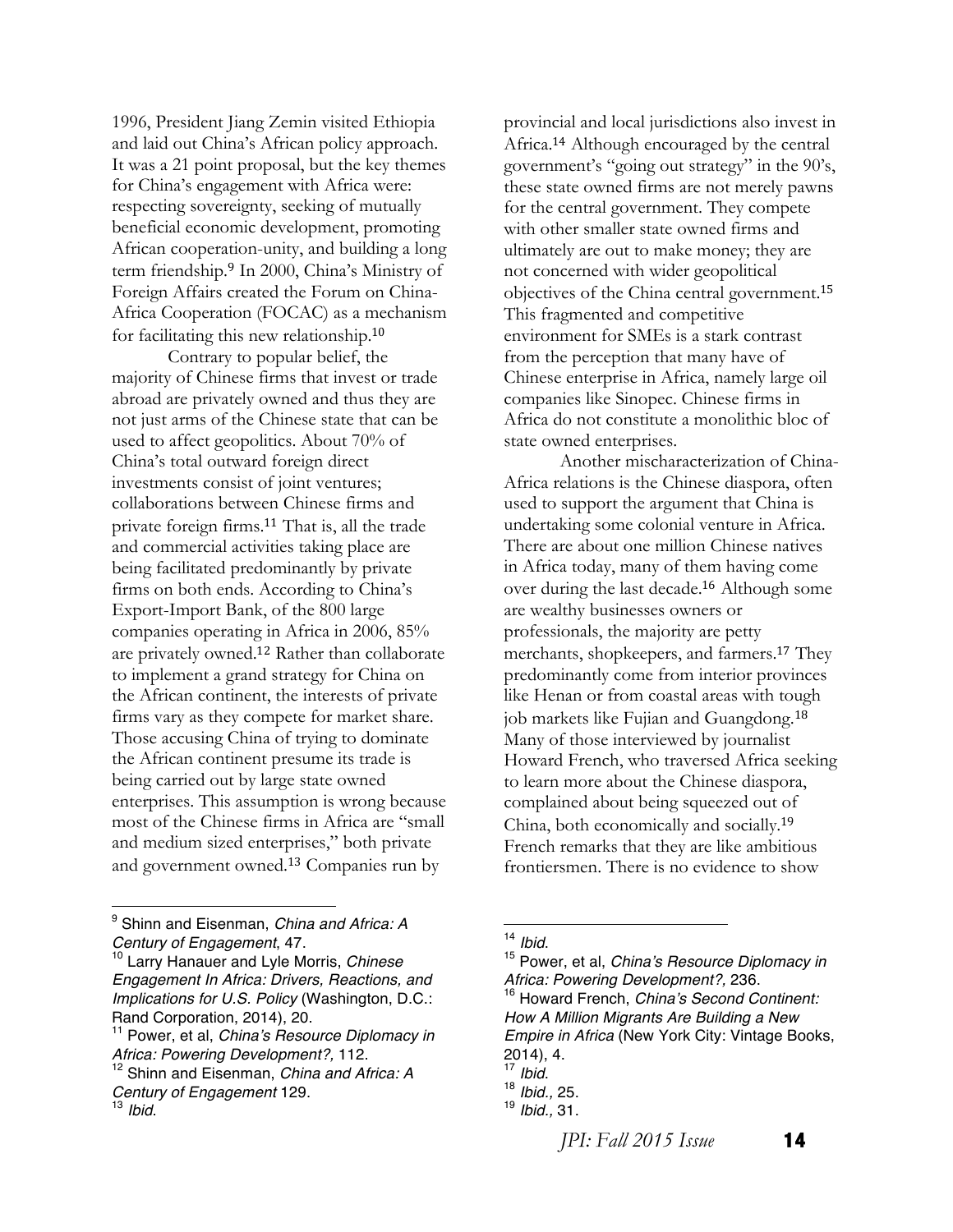1996, President Jiang Zemin visited Ethiopia and laid out China's African policy approach. It was a 21 point proposal, but the key themes for China's engagement with Africa were: respecting sovereignty, seeking of mutually beneficial economic development, promoting African cooperation-unity, and building a long term friendship.[9] In 2000, China's Ministry of Foreign Affairs created the Forum on China-Africa Cooperation (FOCAC) as a mechanism for facilitating this new relationship.[10]

Contrary to popular belief, the majority of Chinese firms that invest or trade abroad are privately owned and thus they are not just arms of the Chinese state that can be used to affect geopolitics. About 70% of China's total outward foreign direct investments consist of joint ventures; collaborations between Chinese firms and private foreign firms.[11] That is, all the trade and commercial activities taking place are being facilitated predominantly by private firms on both ends. According to China's Export-Import Bank, of the 800 large companies operating in Africa in 2006, 85% are privately owned.[12] Rather than collaborate to implement a grand strategy for China on the African continent, the interests of private firms vary as they compete for market share. Those accusing China of trying to dominate the African continent presume its trade is being carried out by large state owned enterprises. This assumption is wrong because most of the Chinese firms in Africa are "small and medium sized enterprises," both private and government owned.[13] Companies run by provincial and local jurisdictions also invest in Africa.[14] Although encouraged by the central government's "going out strategy" in the 90's, these state owned firms are not merely pawns for the central government. They compete with other smaller state owned firms and ultimately are out to make money; they are not concerned with wider geopolitical objectives of the China central government.[15] This fragmented and competitive environment for SMEs is a stark contrast from the perception that many have of Chinese enterprise in Africa, namely large oil companies like Sinopec. Chinese firms in Africa do not constitute a monolithic bloc of state owned enterprises.

Another mischaracterization of China-Africa relations is the Chinese diaspora, often used to support the argument that China is undertaking some colonial venture in Africa. There are about one million Chinese natives in Africa today, many of them having come over during the last decade.[16] Although some are wealthy businesses owners or professionals, the majority are petty merchants, shopkeepers, and farmers.[17] They predominantly come from interior provinces like Henan or from coastal areas with tough job markets like Fujian and Guangdong.[18] Many of those interviewed by journalist Howard French, who traversed Africa seeking to learn more about the Chinese diaspora, complained about being squeezed out of China, both economically and socially.[19] French remarks that they are like ambitious frontiersmen. There is no evidence to show

---

[9] Shinn and Eisenman, *China and Africa: A Century of Engagement*, 47.

[10] Larry Hanauer and Lyle Morris, *Chinese Engagement In Africa: Drivers, Reactions, and Implications for U.S. Policy* (Washington, D.C.: Rand Corporation, 2014), 20.

[11] Power, et al, *China's Resource Diplomacy in Africa: Powering Development?,* 112.

[12] Shinn and Eisenman, *China and Africa: A Century of Engagement* 129.

[13] *Ibid*.

[14] *Ibid*.

[15] Power, et al, *China's Resource Diplomacy in Africa: Powering Development?,* 236.

[16] Howard French, *China's Second Continent: How A Million Migrants Are Building a New Empire in Africa* (New York City: Vintage Books, 2014), 4.

[17] *Ibid*.

[18] *Ibid.,* 25.

[19] *Ibid.,* 31.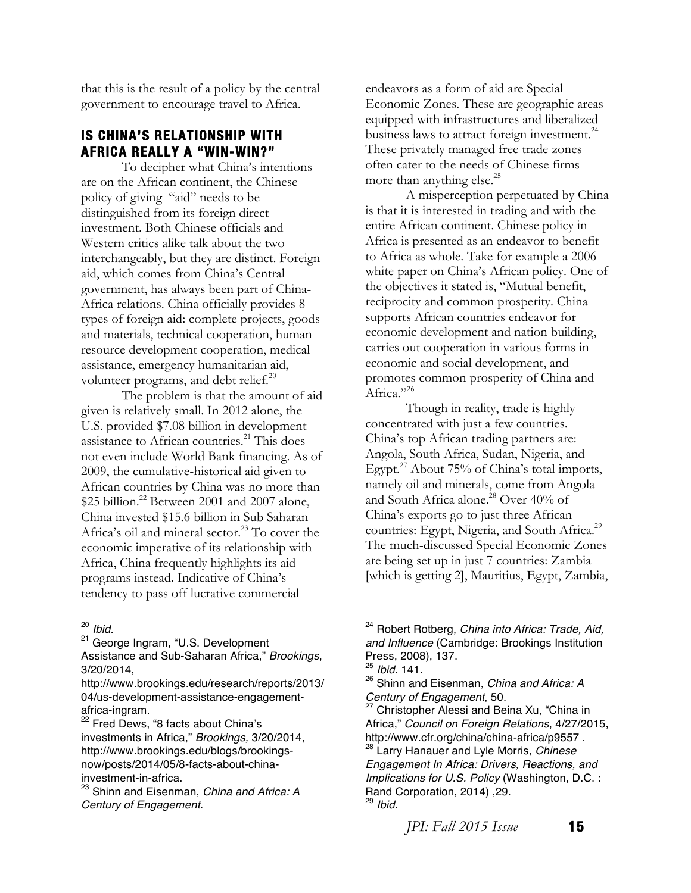that this is the result of a policy by the central government to encourage travel to Africa.

## IS CHINA'S RELATIONSHIP WITH AFRICA REALLY A "WIN-WIN?"

To decipher what China's intentions are on the African continent, the Chinese policy of giving "aid" needs to be distinguished from its foreign direct investment. Both Chinese officials and Western critics alike talk about the two interchangeably, but they are distinct. Foreign aid, which comes from China's Central government, has always been part of China-Africa relations. China officially provides 8 types of foreign aid: complete projects, goods and materials, technical cooperation, human resource development cooperation, medical assistance, emergency humanitarian aid, volunteer programs, and debt relief.[20]

The problem is that the amount of aid given is relatively small. In 2012 alone, the U.S. provided $7.08 billion in development assistance to African countries.[21] This does not even include World Bank financing. As of 2009, the cumulative-historical aid given to African countries by China was no more than $25 billion.[22] Between 2001 and 2007 alone, China invested $15.6 billion in Sub Saharan Africa's oil and mineral sector.[23] To cover the economic imperative of its relationship with Africa, China frequently highlights its aid programs instead. Indicative of China's tendency to pass off lucrative commercial endeavors as a form of aid are Special Economic Zones. These are geographic areas equipped with infrastructures and liberalized business laws to attract foreign investment.[24] These privately managed free trade zones often cater to the needs of Chinese firms more than anything else.[25]

A misperception perpetuated by China is that it is interested in trading and with the entire African continent. Chinese policy in Africa is presented as an endeavor to benefit to Africa as whole. Take for example a 2006 white paper on China's African policy. One of the objectives it stated is, "Mutual benefit, reciprocity and common prosperity. China supports African countries endeavor for economic development and nation building, carries out cooperation in various forms in economic and social development, and promotes common prosperity of China and Africa."[26]

Though in reality, trade is highly concentrated with just a few countries. China's top African trading partners are: Angola, South Africa, Sudan, Nigeria, and Egypt.[27] About 75% of China's total imports, namely oil and minerals, come from Angola and South Africa alone.[28] Over 40% of China's exports go to just three African countries: Egypt, Nigeria, and South Africa.[29] The much-discussed Special Economic Zones are being set up in just 7 countries: Zambia [which is getting 2], Mauritius, Egypt, Zambia,

---

[20] *Ibid.*

[21] George Ingram, "U.S. Development Assistance and Sub-Saharan Africa," *Brookings*, 3/20/2014, http://www.brookings.edu/research/reports/2013/04/us-development-assistance-engagement-africa-ingram.

[22] Fred Dews, "8 facts about China's investments in Africa," *Brookings,* 3/20/2014, http://www.brookings.edu/blogs/brookings-now/posts/2014/05/8-facts-about-china-investment-in-africa.

[23] Shinn and Eisenman, *China and Africa: A Century of Engagement*.

[24] Robert Rotberg, *China into Africa: Trade, Aid, and Influence* (Cambridge: Brookings Institution Press, 2008), 137.

[25] *Ibid.* 141.

[26] Shinn and Eisenman, *China and Africa: A Century of Engagement*, 50.

[27] Christopher Alessi and Beina Xu, "China in Africa," *Council on Foreign Relations*, 4/27/2015, http://www.cfr.org/china/china-africa/p9557 .

[28] Larry Hanauer and Lyle Morris, *Chinese Engagement In Africa: Drivers, Reactions, and Implications for U.S. Policy* (Washington, D.C. : Rand Corporation, 2014) ,29.

[29] *Ibid.*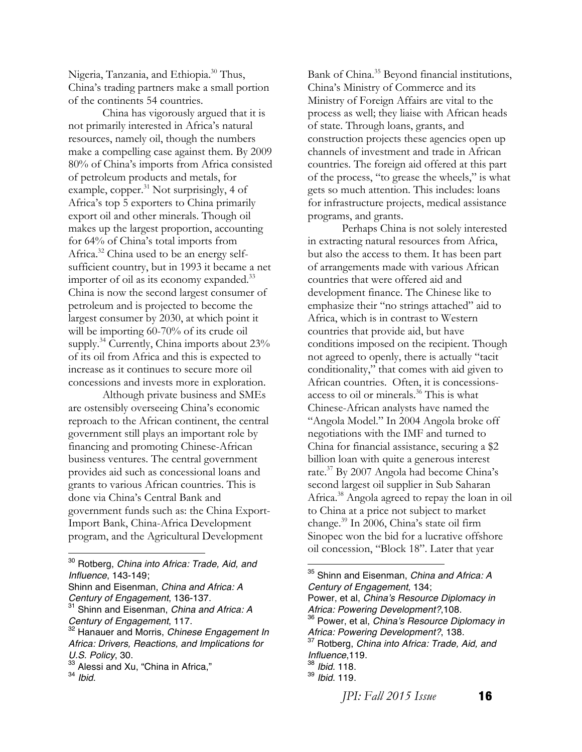Nigeria, Tanzania, and Ethiopia.[30] Thus, China's trading partners make a small portion of the continents 54 countries.

China has vigorously argued that it is not primarily interested in Africa's natural resources, namely oil, though the numbers make a compelling case against them. By 2009 80% of China's imports from Africa consisted of petroleum products and metals, for example, copper.[31] Not surprisingly, 4 of Africa's top 5 exporters to China primarily export oil and other minerals. Though oil makes up the largest proportion, accounting for 64% of China's total imports from Africa.[32] China used to be an energy self-sufficient country, but in 1993 it became a net importer of oil as its economy expanded.[33] China is now the second largest consumer of petroleum and is projected to become the largest consumer by 2030, at which point it will be importing 60-70% of its crude oil supply.[34] Currently, China imports about 23% of its oil from Africa and this is expected to increase as it continues to secure more oil concessions and invests more in exploration.

Although private business and SMEs are ostensibly overseeing China's economic reproach to the African continent, the central government still plays an important role by financing and promoting Chinese-African business ventures. The central government provides aid such as concessional loans and grants to various African countries. This is done via China's Central Bank and government funds such as: the China Export-Import Bank, China-Africa Development program, and the Agricultural Development Bank of China.[35] Beyond financial institutions, China's Ministry of Commerce and its Ministry of Foreign Affairs are vital to the process as well; they liaise with African heads of state. Through loans, grants, and construction projects these agencies open up channels of investment and trade in African countries. The foreign aid offered at this part of the process, "to grease the wheels," is what gets so much attention. This includes: loans for infrastructure projects, medical assistance programs, and grants.

Perhaps China is not solely interested in extracting natural resources from Africa, but also the access to them. It has been part of arrangements made with various African countries that were offered aid and development finance. The Chinese like to emphasize their "no strings attached" aid to Africa, which is in contrast to Western countries that provide aid, but have conditions imposed on the recipient. Though not agreed to openly, there is actually "tacit conditionality," that comes with aid given to African countries. Often, it is concessions-access to oil or minerals.[36] This is what Chinese-African analysts have named the "Angola Model." In 2004 Angola broke off negotiations with the IMF and turned to China for financial assistance, securing a $2 billion loan with quite a generous interest rate.[37] By 2007 Angola had become China's second largest oil supplier in Sub Saharan Africa.[38] Angola agreed to repay the loan in oil to China at a price not subject to market change.[39] In 2006, China's state oil firm Sinopec won the bid for a lucrative offshore oil concession, "Block 18". Later that year

---

[30] Rotberg, *China into Africa: Trade, Aid, and Influence*, 143-149;
Shinn and Eisenman, *China and Africa: A Century of Engagement*, 136-137.

[31] Shinn and Eisenman, *China and Africa: A Century of Engagement*, 117.

[32] Hanauer and Morris, *Chinese Engagement In Africa: Drivers, Reactions, and Implications for U.S. Policy*, 30.

[33] Alessi and Xu, "China in Africa,"

[34] *Ibid.*

[35] Shinn and Eisenman, *China and Africa: A Century of Engagement*, 134;
Power, et al, *China's Resource Diplomacy in Africa: Powering Development?*,108.

[36] Power, et al, *China's Resource Diplomacy in Africa: Powering Development?*, 138.

[37] Rotberg, *China into Africa: Trade, Aid, and Influence*,119.

[38] *Ibid.* 118.

[39] *Ibid.* 119.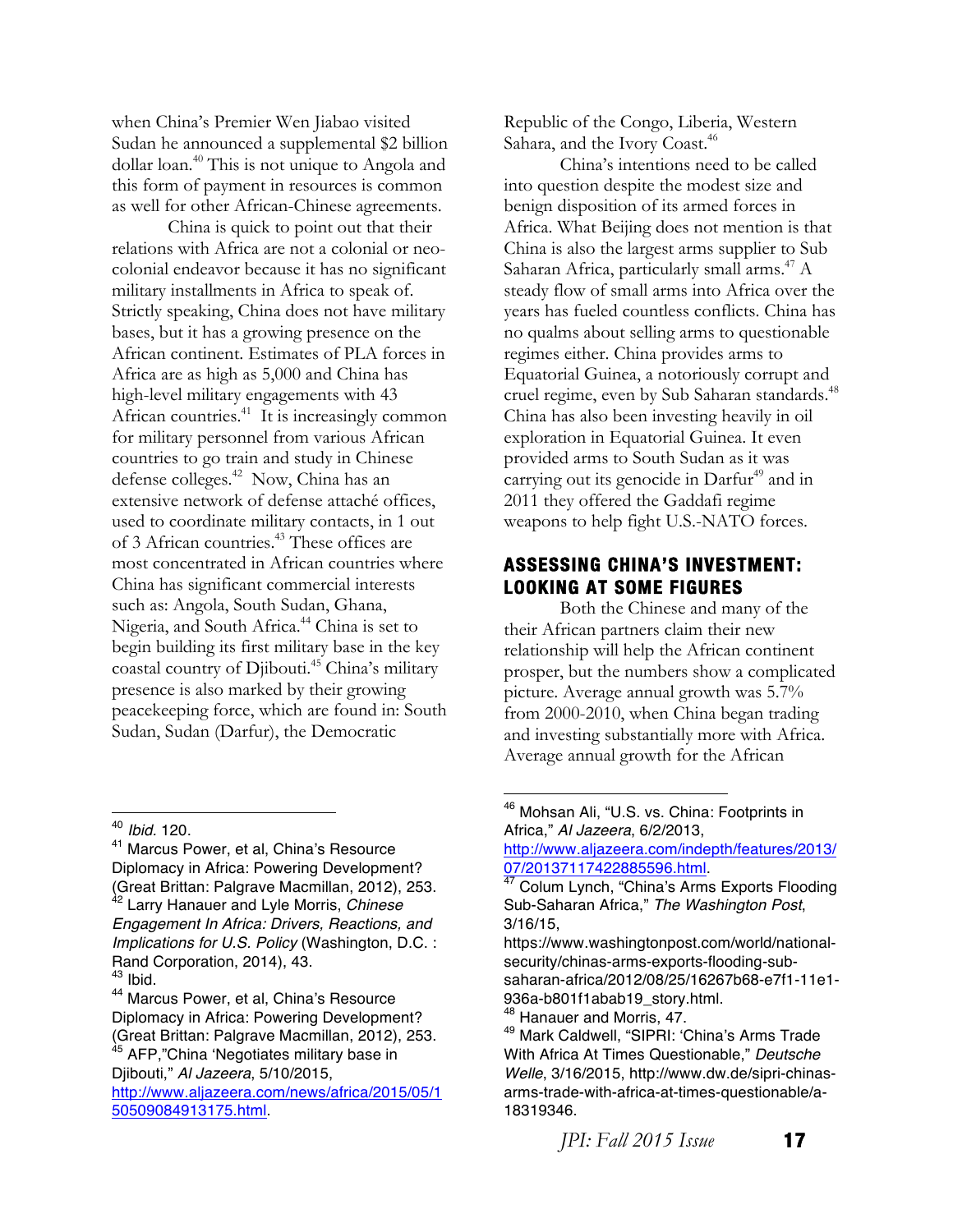when China's Premier Wen Jiabao visited Sudan he announced a supplemental $2 billion dollar loan.[40] This is not unique to Angola and this form of payment in resources is common as well for other African-Chinese agreements.

China is quick to point out that their relations with Africa are not a colonial or neo-colonial endeavor because it has no significant military installments in Africa to speak of. Strictly speaking, China does not have military bases, but it has a growing presence on the African continent. Estimates of PLA forces in Africa are as high as 5,000 and China has high-level military engagements with 43 African countries.[41] It is increasingly common for military personnel from various African countries to go train and study in Chinese defense colleges.[42] Now, China has an extensive network of defense attaché offices, used to coordinate military contacts, in 1 out of 3 African countries.[43] These offices are most concentrated in African countries where China has significant commercial interests such as: Angola, South Sudan, Ghana, Nigeria, and South Africa.[44] China is set to begin building its first military base in the key coastal country of Djibouti.[45] China's military presence is also marked by their growing peacekeeping force, which are found in: South Sudan, Sudan (Darfur), the Democratic Republic of the Congo, Liberia, Western Sahara, and the Ivory Coast.[46]

China's intentions need to be called into question despite the modest size and benign disposition of its armed forces in Africa. What Beijing does not mention is that China is also the largest arms supplier to Sub Saharan Africa, particularly small arms.[47] A steady flow of small arms into Africa over the years has fueled countless conflicts. China has no qualms about selling arms to questionable regimes either. China provides arms to Equatorial Guinea, a notoriously corrupt and cruel regime, even by Sub Saharan standards.[48] China has also been investing heavily in oil exploration in Equatorial Guinea. It even provided arms to South Sudan as it was carrying out its genocide in Darfur[49] and in 2011 they offered the Gaddafi regime weapons to help fight U.S.-NATO forces.

## ASSESSING CHINA'S INVESTMENT: LOOKING AT SOME FIGURES

Both the Chinese and many of the their African partners claim their new relationship will help the African continent prosper, but the numbers show a complicated picture. Average annual growth was 5.7% from 2000-2010, when China began trading and investing substantially more with Africa. Average annual growth for the African

---

[40] *Ibid.* 120.

[41] Marcus Power, et al, China's Resource Diplomacy in Africa: Powering Development? (Great Brittan: Palgrave Macmillan, 2012), 253.

[42] Larry Hanauer and Lyle Morris, *Chinese Engagement In Africa: Drivers, Reactions, and Implications for U.S. Policy* (Washington, D.C. : Rand Corporation, 2014), 43.

[43] Ibid.

[44] Marcus Power, et al, China's Resource Diplomacy in Africa: Powering Development? (Great Brittan: Palgrave Macmillan, 2012), 253.

[45] AFP,"China 'Negotiates military base in Djibouti," *Al Jazeera*, 5/10/2015, http://www.aljazeera.com/news/africa/2015/05/150509084913175.html.

[46] Mohsan Ali, "U.S. vs. China: Footprints in Africa," *Al Jazeera*, 6/2/2013, http://www.aljazeera.com/indepth/features/2013/07/20137117422885596.html.

[47] Colum Lynch, "China's Arms Exports Flooding Sub-Saharan Africa," *The Washington Post*, 3/16/15, https://www.washingtonpost.com/world/national-security/chinas-arms-exports-flooding-sub-saharan-africa/2012/08/25/16267b68-e7f1-11e1-936a-b801f1abab19_story.html.

[48] Hanauer and Morris, 47.

[49] Mark Caldwell, "SIPRI: 'China's Arms Trade With Africa At Times Questionable," *Deutsche Welle*, 3/16/2015, http://www.dw.de/sipri-chinas-arms-trade-with-africa-at-times-questionable/a-18319346.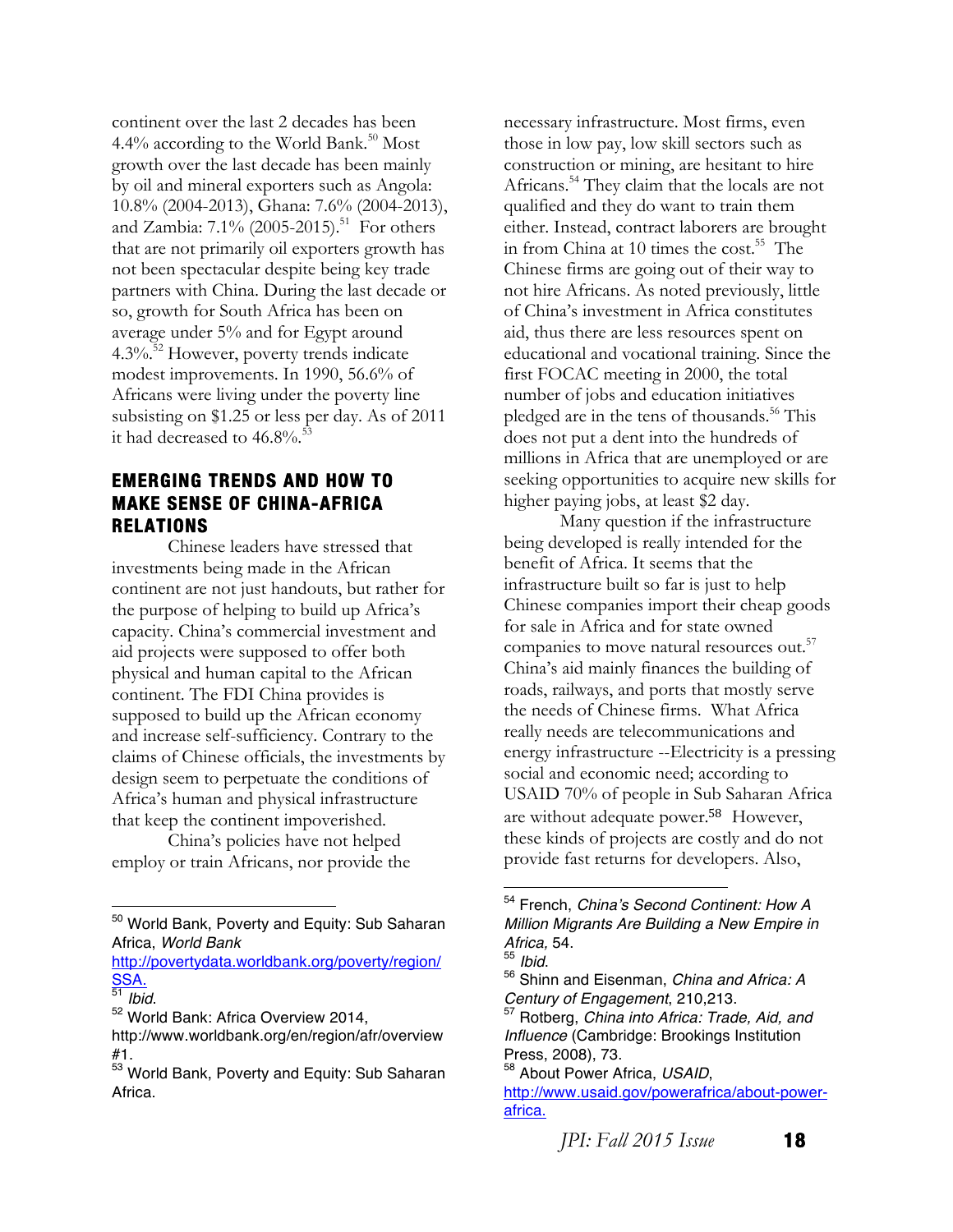continent over the last 2 decades has been 4.4% according to the World Bank.[50] Most growth over the last decade has been mainly by oil and mineral exporters such as Angola: 10.8% (2004-2013), Ghana: 7.6% (2004-2013), and Zambia: 7.1% (2005-2015).[51] For others that are not primarily oil exporters growth has not been spectacular despite being key trade partners with China. During the last decade or so, growth for South Africa has been on average under 5% and for Egypt around 4.3%.[52] However, poverty trends indicate modest improvements. In 1990, 56.6% of Africans were living under the poverty line subsisting on $1.25 or less per day. As of 2011 it had decreased to 46.8%.[53]

## EMERGING TRENDS AND HOW TO MAKE SENSE OF CHINA-AFRICA RELATIONS

Chinese leaders have stressed that investments being made in the African continent are not just handouts, but rather for the purpose of helping to build up Africa's capacity. China's commercial investment and aid projects were supposed to offer both physical and human capital to the African continent. The FDI China provides is supposed to build up the African economy and increase self-sufficiency. Contrary to the claims of Chinese officials, the investments by design seem to perpetuate the conditions of Africa's human and physical infrastructure that keep the continent impoverished.

China's policies have not helped employ or train Africans, nor provide the necessary infrastructure. Most firms, even those in low pay, low skill sectors such as construction or mining, are hesitant to hire Africans.[54] They claim that the locals are not qualified and they do want to train them either. Instead, contract laborers are brought in from China at 10 times the cost.[55] The Chinese firms are going out of their way to not hire Africans. As noted previously, little of China's investment in Africa constitutes aid, thus there are less resources spent on educational and vocational training. Since the first FOCAC meeting in 2000, the total number of jobs and education initiatives pledged are in the tens of thousands.[56] This does not put a dent into the hundreds of millions in Africa that are unemployed or are seeking opportunities to acquire new skills for higher paying jobs, at least $2 day.

Many question if the infrastructure being developed is really intended for the benefit of Africa. It seems that the infrastructure built so far is just to help Chinese companies import their cheap goods for sale in Africa and for state owned companies to move natural resources out.[57] China's aid mainly finances the building of roads, railways, and ports that mostly serve the needs of Chinese firms. What Africa really needs are telecommunications and energy infrastructure --Electricity is a pressing social and economic need; according to USAID 70% of people in Sub Saharan Africa are without adequate power.[58] However, these kinds of projects are costly and do not provide fast returns for developers. Also,

---

[50] World Bank, Poverty and Equity: Sub Saharan Africa, *World Bank* http://povertydata.worldbank.org/poverty/region/SSA.

[51] *Ibid*.

[52] World Bank: Africa Overview 2014, http://www.worldbank.org/en/region/afr/overview#1.

[53] World Bank, Poverty and Equity: Sub Saharan Africa.

[54] French, *China's Second Continent: How A Million Migrants Are Building a New Empire in Africa,* 54.

[55] *Ibid*.

[56] Shinn and Eisenman, *China and Africa: A Century of Engagement*, 210,213.

[57] Rotberg, *China into Africa: Trade, Aid, and Influence* (Cambridge: Brookings Institution Press, 2008), 73.

[58] About Power Africa, *USAID*, http://www.usaid.gov/powerafrica/about-power-africa.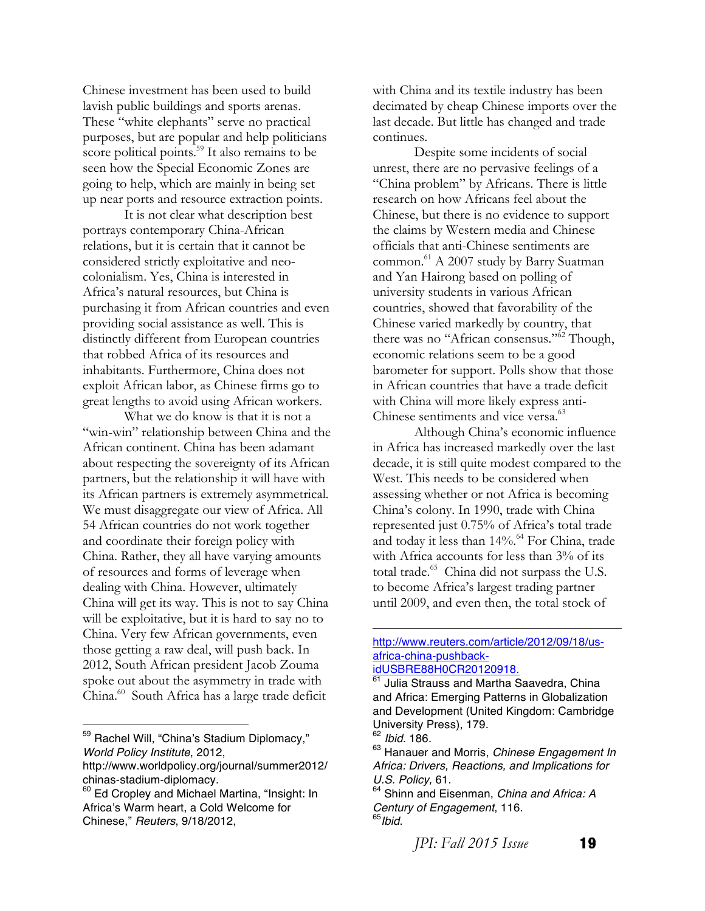Chinese investment has been used to build lavish public buildings and sports arenas. These "white elephants" serve no practical purposes, but are popular and help politicians score political points.[59] It also remains to be seen how the Special Economic Zones are going to help, which are mainly in being set up near ports and resource extraction points.

It is not clear what description best portrays contemporary China-African relations, but it is certain that it cannot be considered strictly exploitative and neo-colonialism. Yes, China is interested in Africa's natural resources, but China is purchasing it from African countries and even providing social assistance as well. This is distinctly different from European countries that robbed Africa of its resources and inhabitants. Furthermore, China does not exploit African labor, as Chinese firms go to great lengths to avoid using African workers.

What we do know is that it is not a "win-win" relationship between China and the African continent. China has been adamant about respecting the sovereignty of its African partners, but the relationship it will have with its African partners is extremely asymmetrical. We must disaggregate our view of Africa. All 54 African countries do not work together and coordinate their foreign policy with China. Rather, they all have varying amounts of resources and forms of leverage when dealing with China. However, ultimately China will get its way. This is not to say China will be exploitative, but it is hard to say no to China. Very few African governments, even those getting a raw deal, will push back. In 2012, South African president Jacob Zouma spoke out about the asymmetry in trade with China.[60] South Africa has a large trade deficit with China and its textile industry has been decimated by cheap Chinese imports over the last decade. But little has changed and trade continues.

Despite some incidents of social unrest, there are no pervasive feelings of a "China problem" by Africans. There is little research on how Africans feel about the Chinese, but there is no evidence to support the claims by Western media and Chinese officials that anti-Chinese sentiments are common.[61] A 2007 study by Barry Suatman and Yan Hairong based on polling of university students in various African countries, showed that favorability of the Chinese varied markedly by country, that there was no "African consensus."[62] Though, economic relations seem to be a good barometer for support. Polls show that those in African countries that have a trade deficit with China will more likely express anti-Chinese sentiments and vice versa.[63]

Although China's economic influence in Africa has increased markedly over the last decade, it is still quite modest compared to the West. This needs to be considered when assessing whether or not Africa is becoming China's colony. In 1990, trade with China represented just 0.75% of Africa's total trade and today it less than 14%.[64] For China, trade with Africa accounts for less than 3% of its total trade.[65] China did not surpass the U.S. to become Africa's largest trading partner until 2009, and even then, the total stock of

---

[59] Rachel Will, "China's Stadium Diplomacy," *World Policy Institute*, 2012, http://www.worldpolicy.org/journal/summer2012/chinas-stadium-diplomacy.

[60] Ed Cropley and Michael Martina, "Insight: In Africa's Warm heart, a Cold Welcome for Chinese," *Reuters*, 9/18/2012, http://www.reuters.com/article/2012/09/18/us-africa-china-pushback-idUSBRE88H0CR20120918.

[61] Julia Strauss and Martha Saavedra, China and Africa: Emerging Patterns in Globalization and Development (United Kingdom: Cambridge University Press), 179.

[62] *Ibid.* 186.

[63] Hanauer and Morris, *Chinese Engagement In Africa: Drivers, Reactions, and Implications for U.S. Policy,* 61.

[64] Shinn and Eisenman, *China and Africa: A Century of Engagement*, 116.

[65] *Ibid.*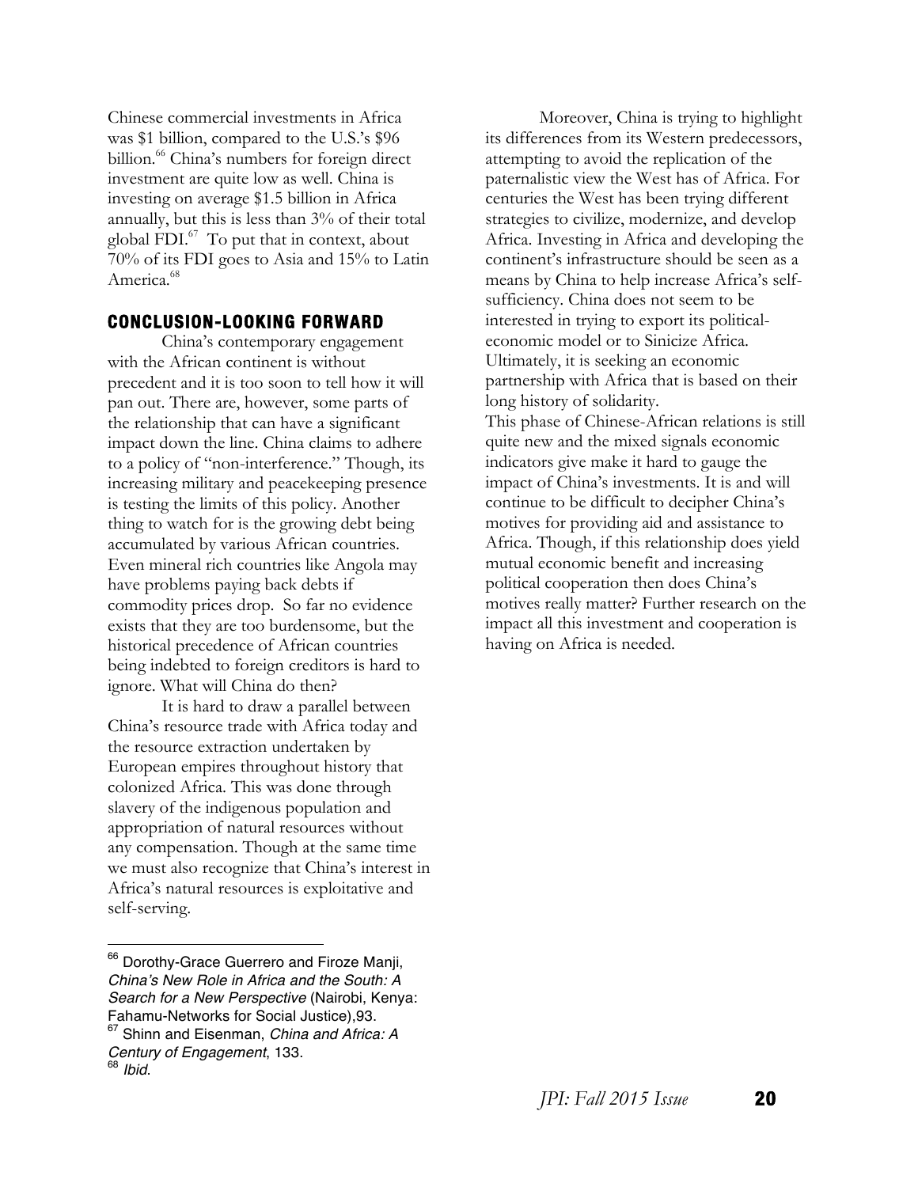Chinese commercial investments in Africa was $1 billion, compared to the U.S.'s $96 billion.[66] China's numbers for foreign direct investment are quite low as well. China is investing on average $1.5 billion in Africa annually, but this is less than 3% of their total global FDI.[67] To put that in context, about 70% of its FDI goes to Asia and 15% to Latin America.[68]

## CONCLUSION-LOOKING FORWARD

China's contemporary engagement with the African continent is without precedent and it is too soon to tell how it will pan out. There are, however, some parts of the relationship that can have a significant impact down the line. China claims to adhere to a policy of "non-interference." Though, its increasing military and peacekeeping presence is testing the limits of this policy. Another thing to watch for is the growing debt being accumulated by various African countries. Even mineral rich countries like Angola may have problems paying back debts if commodity prices drop. So far no evidence exists that they are too burdensome, but the historical precedence of African countries being indebted to foreign creditors is hard to ignore. What will China do then?

It is hard to draw a parallel between China's resource trade with Africa today and the resource extraction undertaken by European empires throughout history that colonized Africa. This was done through slavery of the indigenous population and appropriation of natural resources without any compensation. Though at the same time we must also recognize that China's interest in Africa's natural resources is exploitative and self-serving.

Moreover, China is trying to highlight its differences from its Western predecessors, attempting to avoid the replication of the paternalistic view the West has of Africa. For centuries the West has been trying different strategies to civilize, modernize, and develop Africa. Investing in Africa and developing the continent's infrastructure should be seen as a means by China to help increase Africa's self-sufficiency. China does not seem to be interested in trying to export its political-economic model or to Sinicize Africa. Ultimately, it is seeking an economic partnership with Africa that is based on their long history of solidarity.

This phase of Chinese-African relations is still quite new and the mixed signals economic indicators give make it hard to gauge the impact of China's investments. It is and will continue to be difficult to decipher China's motives for providing aid and assistance to Africa. Though, if this relationship does yield mutual economic benefit and increasing political cooperation then does China's motives really matter? Further research on the impact all this investment and cooperation is having on Africa is needed.

---

[66] Dorothy-Grace Guerrero and Firoze Manji, *China's New Role in Africa and the South: A Search for a New Perspective* (Nairobi, Kenya: Fahamu-Networks for Social Justice),93.
[67] Shinn and Eisenman, *China and Africa: A Century of Engagement*, 133.
[68] *Ibid.*